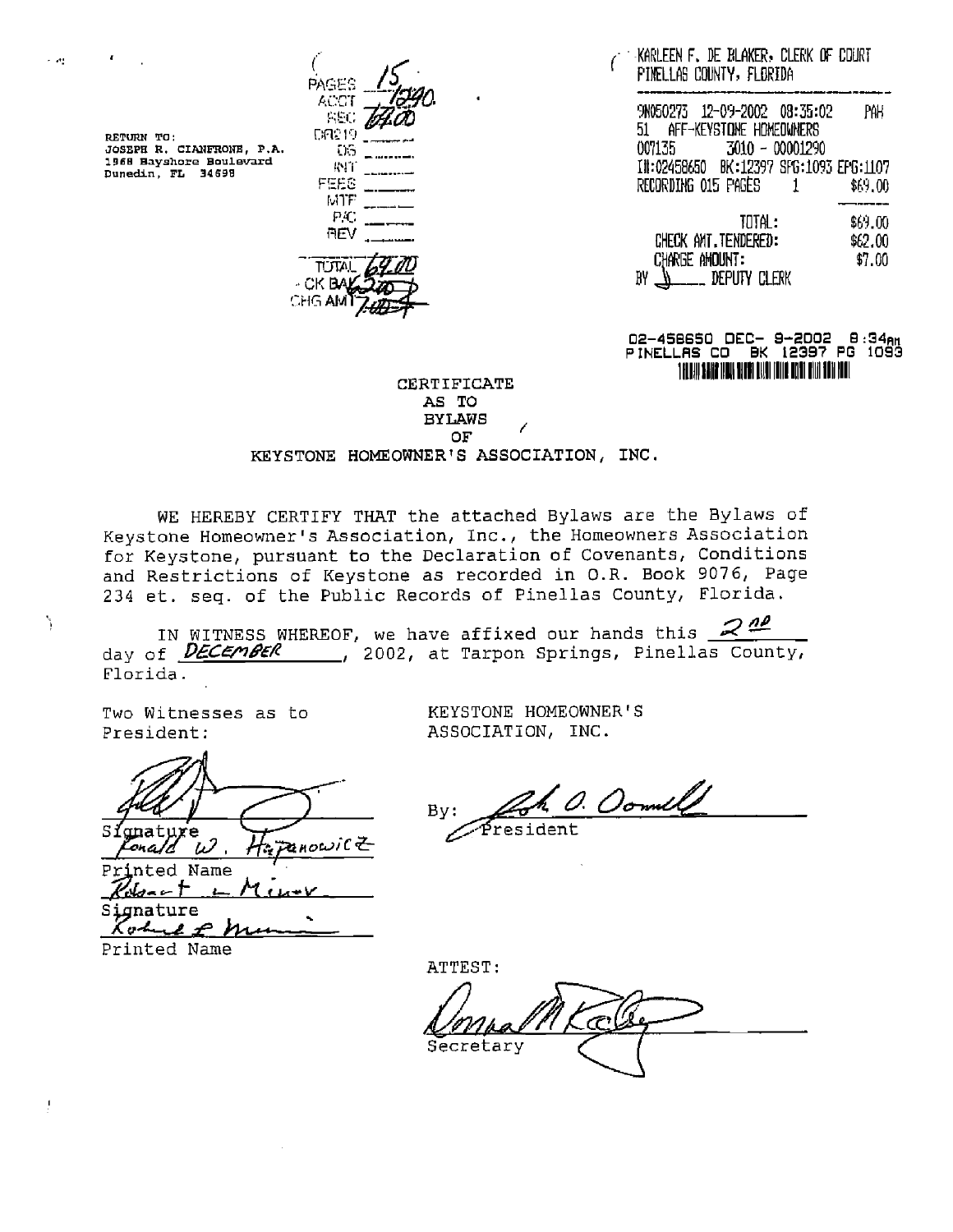RETURN TO:
JOSEPH R. CIANFRONE, P.A.
1968 Bayshore Boulevard
Dunedin, FL 34698

PAGES 15
ACCT 1290
REC 64.00
DR219 ______
DS ______
INT ______
FEES ______
MTF ______
P/C ______
REV ______

TOTAL 64.00
CK BAL 62.00
CHG AMT 7.00

KARLEEN F. DE BLAKER, CLERK OF COURT
PINELLAS COUNTY, FLORIDA

9N050273 12-09-2002 08:35:02 PAH
51 AFF-KEYSTONE HOMEOWNERS
007135 3010 - 00001290
I#:02458650 BK:12397 SPG:1093 EPG:1107
RECORDING 015 PAGES 1 $69.00

| | |
|---|---|
| TOTAL: | $69.00 |
| CHECK AMT.TENDERED: | $62.00 |
| CHARGE AMOUNT: | $7.00 |

BY ______ DEPUTY CLERK

02-458650 DEC- 9-2002 8:34AM
PINELLAS CO BK 12397 PG 1093

# CERTIFICATE
## AS TO
## BYLAWS
## OF
## KEYSTONE HOMEOWNER'S ASSOCIATION, INC.

WE HEREBY CERTIFY THAT the attached Bylaws are the Bylaws of Keystone Homeowner's Association, Inc., the Homeowners Association for Keystone, pursuant to the Declaration of Covenants, Conditions and Restrictions of Keystone as recorded in O.R. Book 9076, Page 234 et. seq. of the Public Records of Pinellas County, Florida.

IN WITNESS WHEREOF, we have affixed our hands this 2nd day of DECEMBER, 2002, at Tarpon Springs, Pinellas County, Florida.

Two Witnesses as to President:

[Signature]
Signature
Ronald W. Hapanowicz
Printed Name

Robert L. Minor
Signature
Robert L. Minor
Printed Name

KEYSTONE HOMEOWNER'S ASSOCIATION, INC.

By: [Signature]
President

ATTEST:

[Signature]
Secretary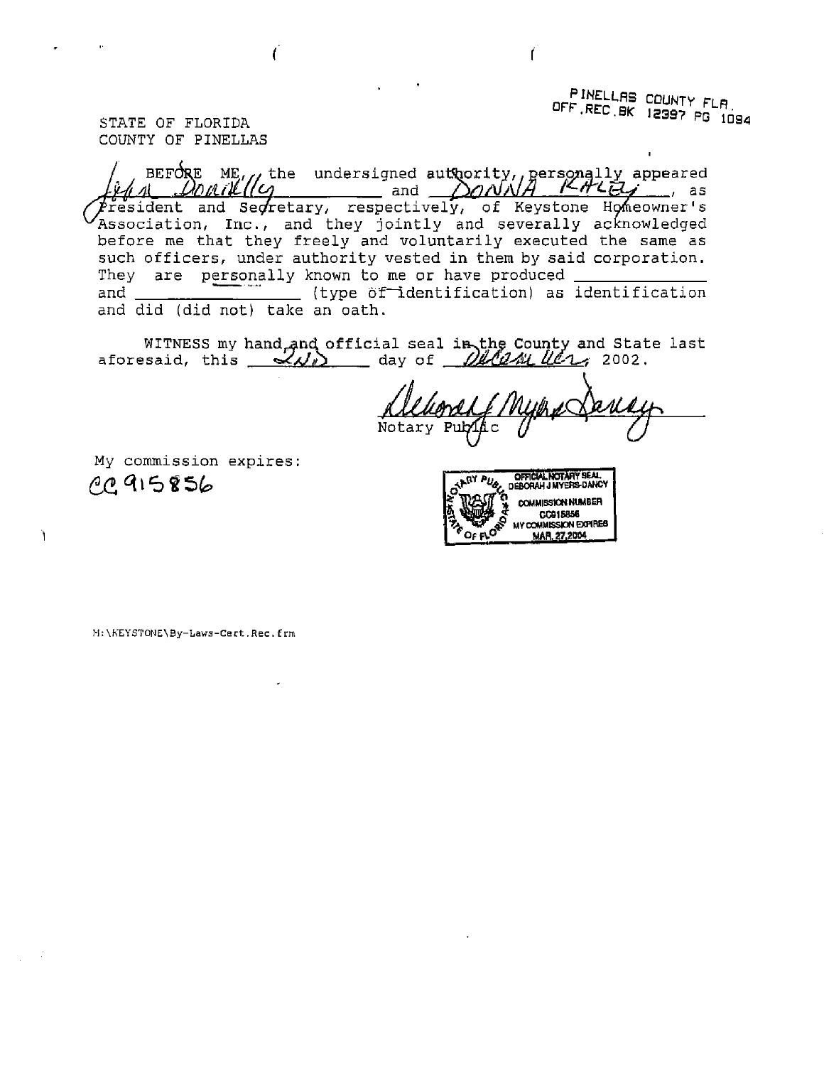PINELLAS COUNTY FLA.
OFF.REC.BK 12397 PG 1094

STATE OF FLORIDA
COUNTY OF PINELLAS

BEFORE ME, the undersigned authority, personally appeared John Donnelly and DONNA KALEY, as President and Secretary, respectively, of Keystone Homeowner's Association, Inc., and they jointly and severally acknowledged before me that they freely and voluntarily executed the same as such officers, under authority vested in them by said corporation. They are personally known to me or have produced \_\_\_\_\_\_\_\_\_\_\_\_ and \_\_\_\_\_\_\_\_\_\_\_\_ (type of identification) as identification and did (did not) take an oath.

WITNESS my hand and official seal in the County and State last aforesaid, this 2nd day of December, 2002.

Deborah J Myers Dancy
Notary Public

My commission expires:
CC 915856

OFFICIAL NOTARY SEAL
DEBORAH J MYERS-DANCY
COMMISSION NUMBER
CC915856
MY COMMISSION EXPIRES
MAR. 27,2004

M:\KEYSTONE\By-Laws-Cert.Rec.frm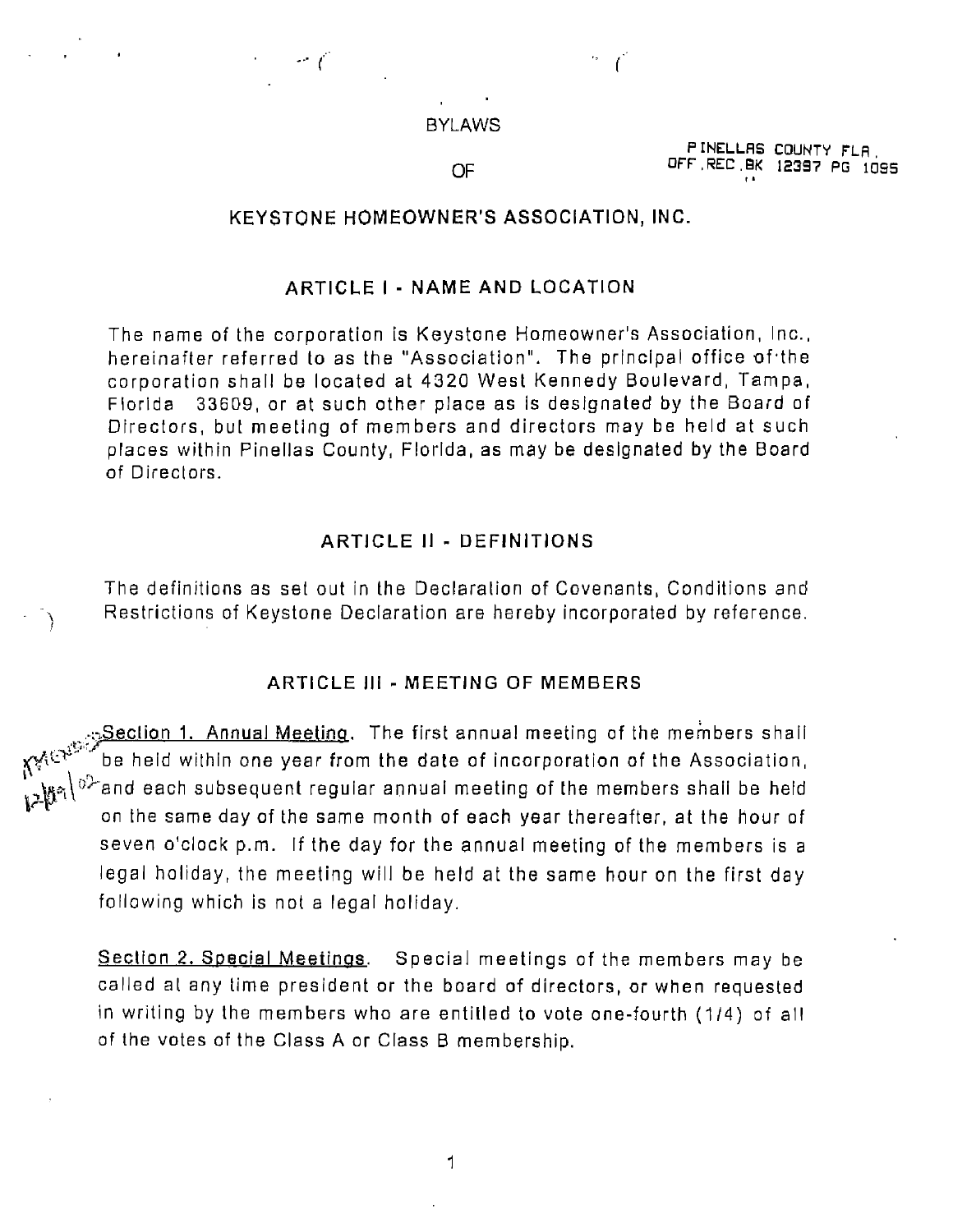# BYLAWS

# OF

PINELLAS COUNTY FLA.
OFF.REC.BK 12397 PG 1095

# KEYSTONE HOMEOWNER'S ASSOCIATION, INC.

## ARTICLE I - NAME AND LOCATION

The name of the corporation is Keystone Homeowner's Association, Inc., hereinafter referred to as the "Association". The principal office of the corporation shall be located at 4320 West Kennedy Boulevard, Tampa, Florida 33609, or at such other place as is designated by the Board of Directors, but meeting of members and directors may be held at such places within Pinellas County, Florida, as may be designated by the Board of Directors.

## ARTICLE II - DEFINITIONS

The definitions as set out in the Declaration of Covenants, Conditions and Restrictions of Keystone Declaration are hereby incorporated by reference.

## ARTICLE III - MEETING OF MEMBERS

Section 1. Annual Meeting. The first annual meeting of the members shall be held within one year from the date of incorporation of the Association, and each subsequent regular annual meeting of the members shall be held on the same day of the same month of each year thereafter, at the hour of seven o'clock p.m. If the day for the annual meeting of the members is a legal holiday, the meeting will be held at the same hour on the first day following which is not a legal holiday.

Section 2. Special Meetings. Special meetings of the members may be called at any time president or the board of directors, or when requested in writing by the members who are entitled to vote one-fourth (1/4) of all of the votes of the Class A or Class B membership.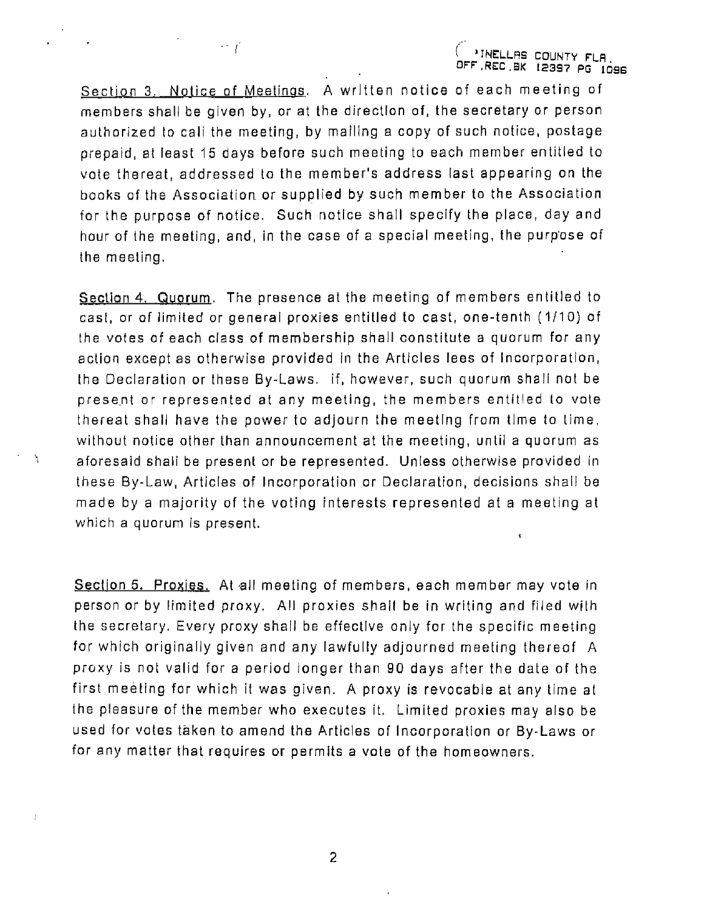Section 3. Notice of Meetings. A written notice of each meeting of members shall be given by, or at the direction of, the secretary or person authorized to call the meeting, by mailing a copy of such notice, postage prepaid, at least 15 days before such meeting to each member entitled to vote thereat, addressed to the member's address last appearing on the books of the Association or supplied by such member to the Association for the purpose of notice. Such notice shall specify the place, day and hour of the meeting, and, in the case of a special meeting, the purpose of the meeting.

Section 4. Quorum. The presence at the meeting of members entitled to cast, or of limited or general proxies entitled to cast, one-tenth (1/10) of the votes of each class of membership shall constitute a quorum for any action except as otherwise provided in the Articles lees of Incorporation, the Declaration or these By-Laws. If, however, such quorum shall not be present or represented at any meeting, the members entitled to vote thereat shall have the power to adjourn the meeting from time to time, without notice other than announcement at the meeting, until a quorum as aforesaid shall be present or be represented. Unless otherwise provided in these By-Law, Articles of Incorporation or Declaration, decisions shall be made by a majority of the voting interests represented at a meeting at which a quorum is present.

Section 5. Proxies. At all meeting of members, each member may vote in person or by limited proxy. All proxies shall be in writing and filed with the secretary. Every proxy shall be effective only for the specific meeting for which originally given and any lawfully adjourned meeting thereof A proxy is not valid for a period longer than 90 days after the date of the first meeting for which it was given. A proxy is revocable at any time at the pleasure of the member who executes it. Limited proxies may also be used for votes taken to amend the Articles of Incorporation or By-Laws or for any matter that requires or permits a vote of the homeowners.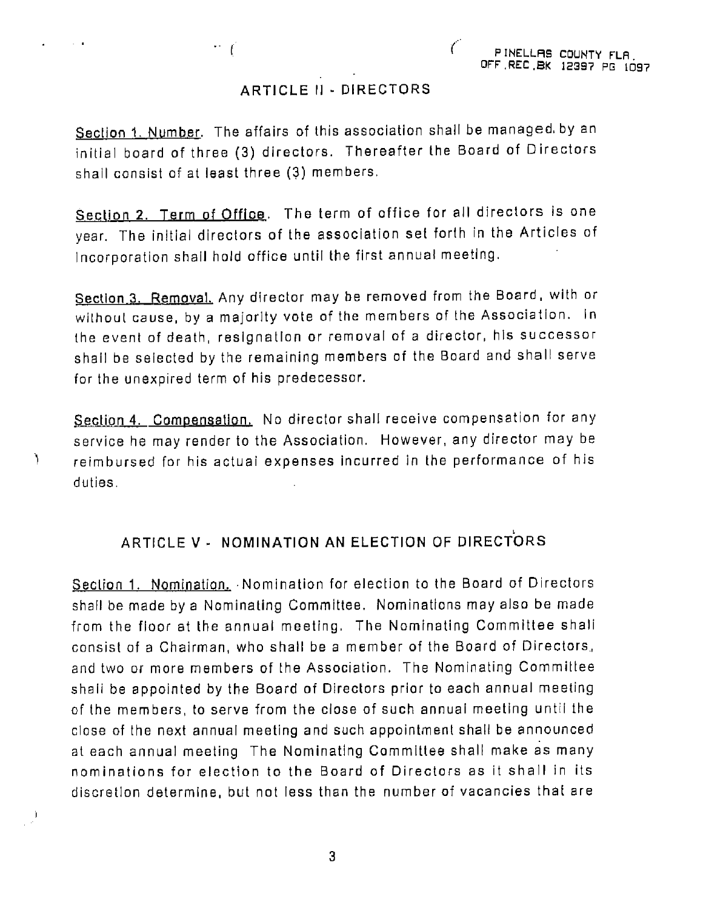## ARTICLE II - DIRECTORS

Section 1. Number. The affairs of this association shall be managed by an initial board of three (3) directors. Thereafter the Board of Directors shall consist of at least three (3) members.

Section 2. Term of Office. The term of office for all directors is one year. The initial directors of the association set forth in the Articles of Incorporation shall hold office until the first annual meeting.

Section 3. Removal. Any director may be removed from the Board, with or without cause, by a majority vote of the members of the Association. In the event of death, resignation or removal of a director, his successor shall be selected by the remaining members of the Board and shall serve for the unexpired term of his predecessor.

Section 4. Compensation. No director shall receive compensation for any service he may render to the Association. However, any director may be reimbursed for his actual expenses incurred in the performance of his duties.

## ARTICLE V - NOMINATION AN ELECTION OF DIRECTORS

Section 1. Nomination. Nomination for election to the Board of Directors shall be made by a Nominating Committee. Nominations may also be made from the floor at the annual meeting. The Nominating Committee shall consist of a Chairman, who shall be a member of the Board of Directors, and two or more members of the Association. The Nominating Committee shall be appointed by the Board of Directors prior to each annual meeting of the members, to serve from the close of such annual meeting until the close of the next annual meeting and such appointment shall be announced at each annual meeting The Nominating Committee shall make as many nominations for election to the Board of Directors as it shall in its discretion determine, but not less than the number of vacancies that are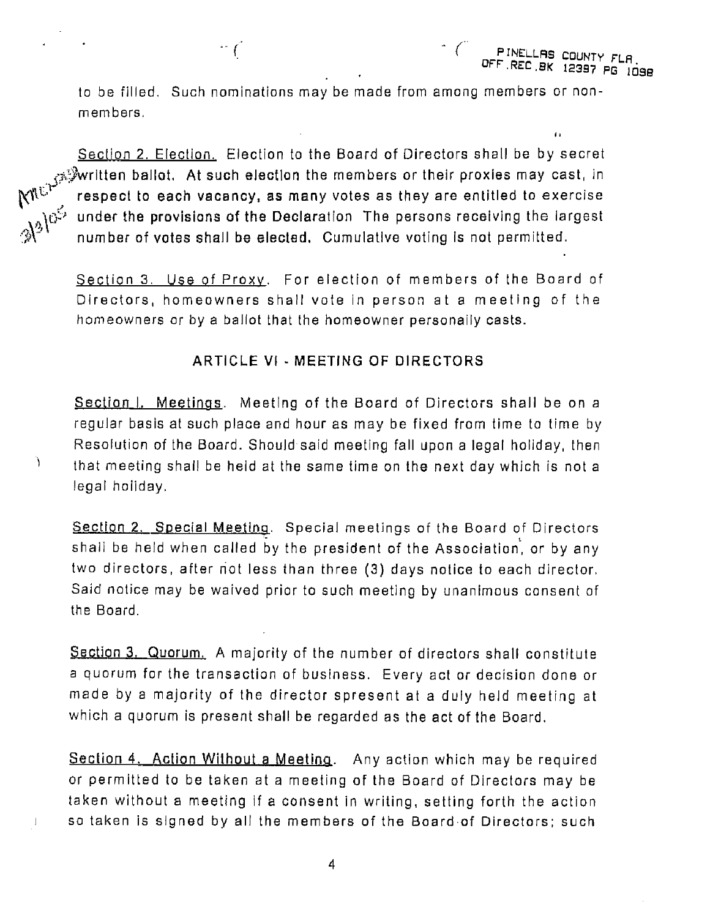to be filled. Such nominations may be made from among members or non-members.

Section 2. Election. Election to the Board of Directors shall be by secret written ballot. At such election the members or their proxies may cast, in respect to each vacancy, as many votes as they are entitled to exercise under the provisions of the Declaration The persons receiving the largest number of votes shall be elected. Cumulative voting is not permitted.

Section 3. Use of Proxy. For election of members of the Board of Directors, homeowners shall vote in person at a meeting of the homeowners or by a ballot that the homeowner personally casts.

## ARTICLE VI - MEETING OF DIRECTORS

Section I. Meetings. Meeting of the Board of Directors shall be on a regular basis at such place and hour as may be fixed from time to time by Resolution of the Board. Should said meeting fall upon a legal holiday, then that meeting shall be held at the same time on the next day which is not a legal holiday.

Section 2. Special Meeting. Special meetings of the Board of Directors shall be held when called by the president of the Association, or by any two directors, after not less than three (3) days notice to each director. Said notice may be waived prior to such meeting by unanimous consent of the Board.

Section 3. Quorum. A majority of the number of directors shall constitute a quorum for the transaction of business. Every act or decision done or made by a majority of the director spresent at a duly held meeting at which a quorum is present shall be regarded as the act of the Board.

Section 4. Action Without a Meeting. Any action which may be required or permitted to be taken at a meeting of the Board of Directors may be taken without a meeting if a consent in writing, setting forth the action so taken is signed by all the members of the Board of Directors; such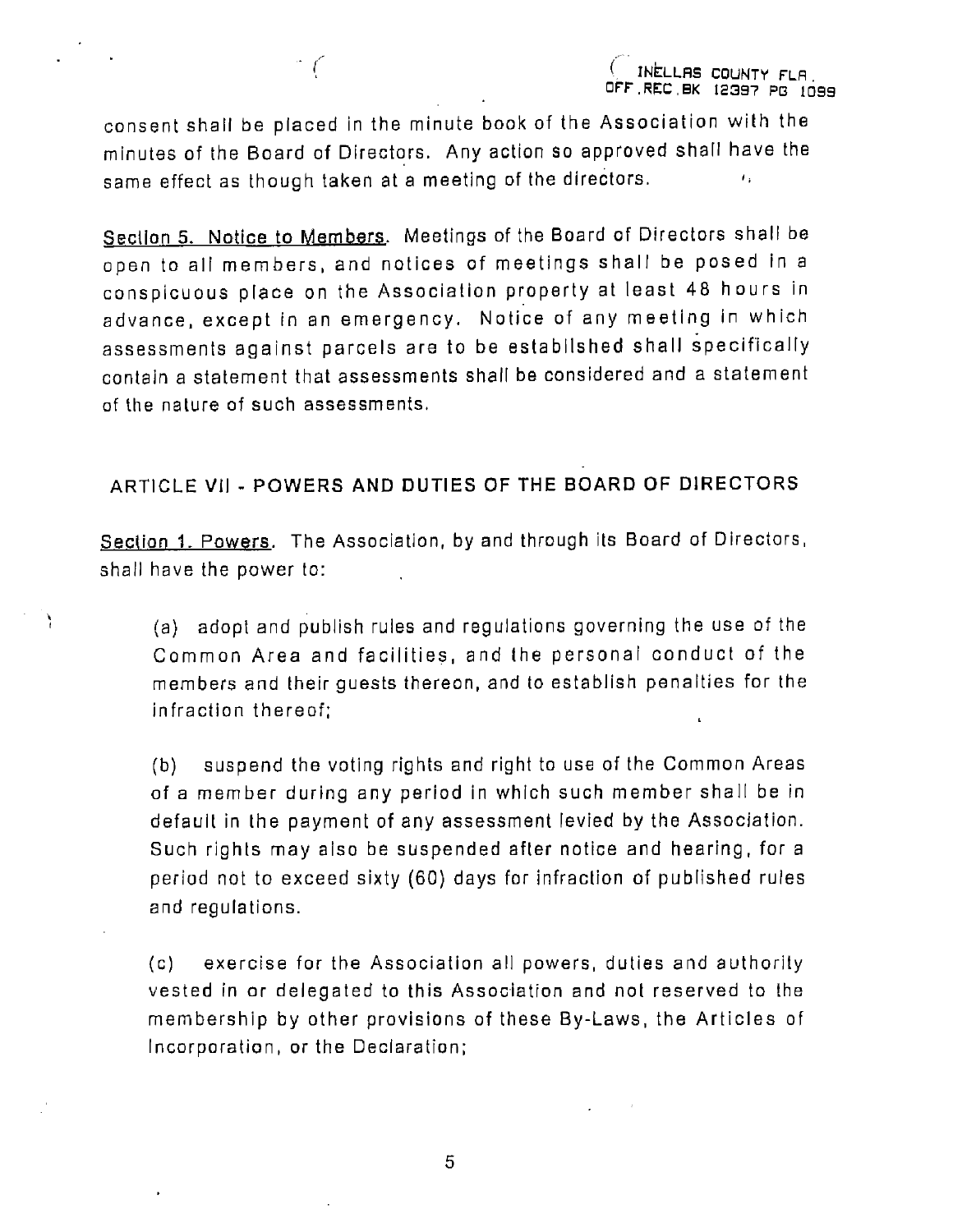consent shall be placed in the minute book of the Association with the minutes of the Board of Directors. Any action so approved shall have the same effect as though taken at a meeting of the directors.

Section 5. Notice to Members. Meetings of the Board of Directors shall be open to all members, and notices of meetings shall be posed in a conspicuous place on the Association property at least 48 hours in advance, except in an emergency. Notice of any meeting in which assessments against parcels are to be established shall specifically contain a statement that assessments shall be considered and a statement of the nature of such assessments.

## ARTICLE VII - POWERS AND DUTIES OF THE BOARD OF DIRECTORS

Section 1. Powers. The Association, by and through its Board of Directors, shall have the power to:

(a) adopt and publish rules and regulations governing the use of the Common Area and facilities, and the personal conduct of the members and their guests thereon, and to establish penalties for the infraction thereof;

(b) suspend the voting rights and right to use of the Common Areas of a member during any period in which such member shall be in default in the payment of any assessment levied by the Association. Such rights may also be suspended after notice and hearing, for a period not to exceed sixty (60) days for infraction of published rules and regulations.

(c) exercise for the Association all powers, duties and authority vested in or delegated to this Association and not reserved to the membership by other provisions of these By-Laws, the Articles of Incorporation, or the Declaration;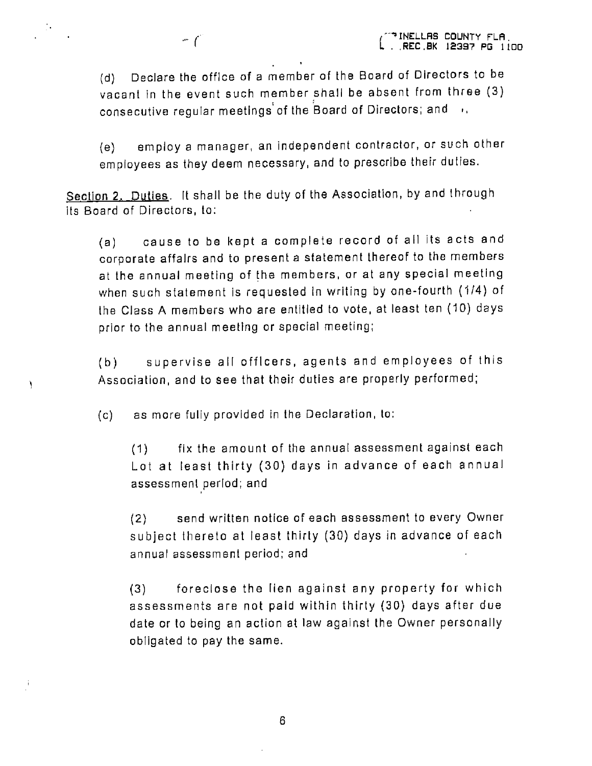(d) Declare the office of a member of the Board of Directors to be vacant in the event such member shall be absent from three (3) consecutive regular meetings of the Board of Directors; and

(e) employ a manager, an independent contractor, or such other employees as they deem necessary, and to prescribe their duties.

Section 2. Duties. It shall be the duty of the Association, by and through its Board of Directors, to:

(a) cause to be kept a complete record of all its acts and corporate affairs and to present a statement thereof to the members at the annual meeting of the members, or at any special meeting when such statement is requested in writing by one-fourth (1/4) of the Class A members who are entitled to vote, at least ten (10) days prior to the annual meeting or special meeting;

(b) supervise all officers, agents and employees of this Association, and to see that their duties are properly performed;

(c) as more fully provided in the Declaration, to:

(1) fix the amount of the annual assessment against each Lot at least thirty (30) days in advance of each annual assessment period; and

(2) send written notice of each assessment to every Owner subject thereto at least thirty (30) days in advance of each annual assessment period; and

(3) foreclose the lien against any property for which assessments are not paid within thirty (30) days after due date or to being an action at law against the Owner personally obligated to pay the same.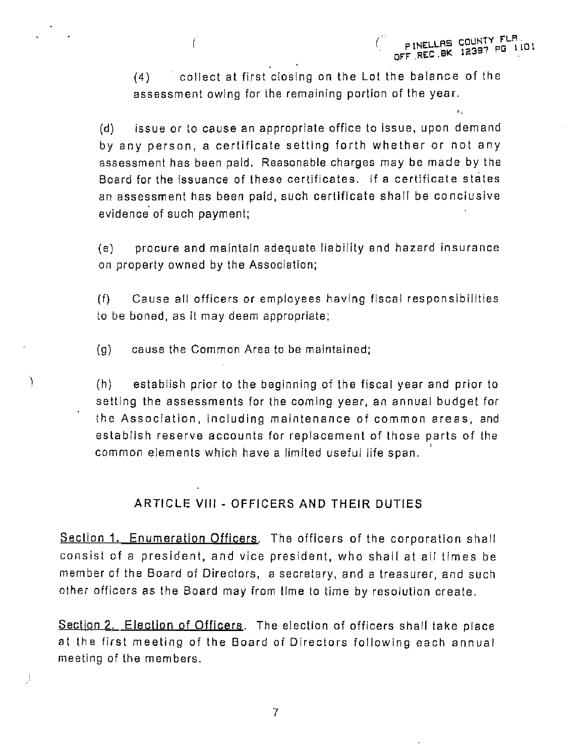(4) collect at first closing on the Lot the balance of the assessment owing for the remaining portion of the year.

(d) issue or to cause an appropriate office to issue, upon demand by any person, a certificate setting forth whether or not any assessment has been paid. Reasonable charges may be made by the Board for the issuance of these certificates. If a certificate states an assessment has been paid, such certificate shall be conclusive evidence of such payment;

(e) procure and maintain adequate liability and hazard insurance on property owned by the Association;

(f) Cause all officers or employees having fiscal responsibilities to be boned, as it may deem appropriate;

(g) cause the Common Area to be maintained;

(h) establish prior to the beginning of the fiscal year and prior to setting the assessments for the coming year, an annual budget for the Association, including maintenance of common areas, and establish reserve accounts for replacement of those parts of the common elements which have a limited useful life span.

## ARTICLE VIII - OFFICERS AND THEIR DUTIES

Section 1. Enumeration Officers. The officers of the corporation shall consist of a president, and vice president, who shall at all times be member of the Board of Directors, a secretary, and a treasurer, and such other officers as the Board may from time to time by resolution create.

Section 2. Election of Officers. The election of officers shall take place at the first meeting of the Board of Directors following each annual meeting of the members.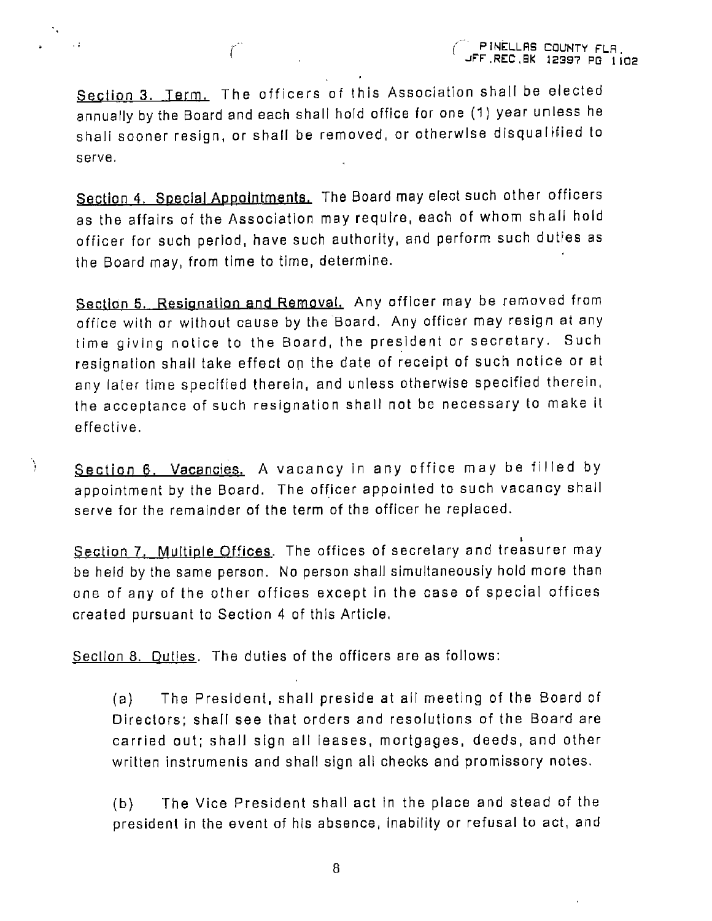Section 3. Term. The officers of this Association shall be elected annually by the Board and each shall hold office for one (1) year unless he shall sooner resign, or shall be removed, or otherwise disqualified to serve.

Section 4. Special Appointments. The Board may elect such other officers as the affairs of the Association may require, each of whom shall hold officer for such period, have such authority, and perform such duties as the Board may, from time to time, determine.

Section 5. Resignation and Removal. Any officer may be removed from office with or without cause by the Board. Any officer may resign at any time giving notice to the Board, the president or secretary. Such resignation shall take effect on the date of receipt of such notice or at any later time specified therein, and unless otherwise specified therein, the acceptance of such resignation shall not be necessary to make it effective.

Section 6. Vacancies. A vacancy in any office may be filled by appointment by the Board. The officer appointed to such vacancy shall serve for the remainder of the term of the officer he replaced.

Section 7. Multiple Offices. The offices of secretary and treasurer may be held by the same person. No person shall simultaneously hold more than one of any of the other offices except in the case of special offices created pursuant to Section 4 of this Article.

Section 8. Duties. The duties of the officers are as follows:

(a) The President, shall preside at all meeting of the Board of Directors; shall see that orders and resolutions of the Board are carried out; shall sign all leases, mortgages, deeds, and other written instruments and shall sign all checks and promissory notes.

(b) The Vice President shall act in the place and stead of the president in the event of his absence, inability or refusal to act, and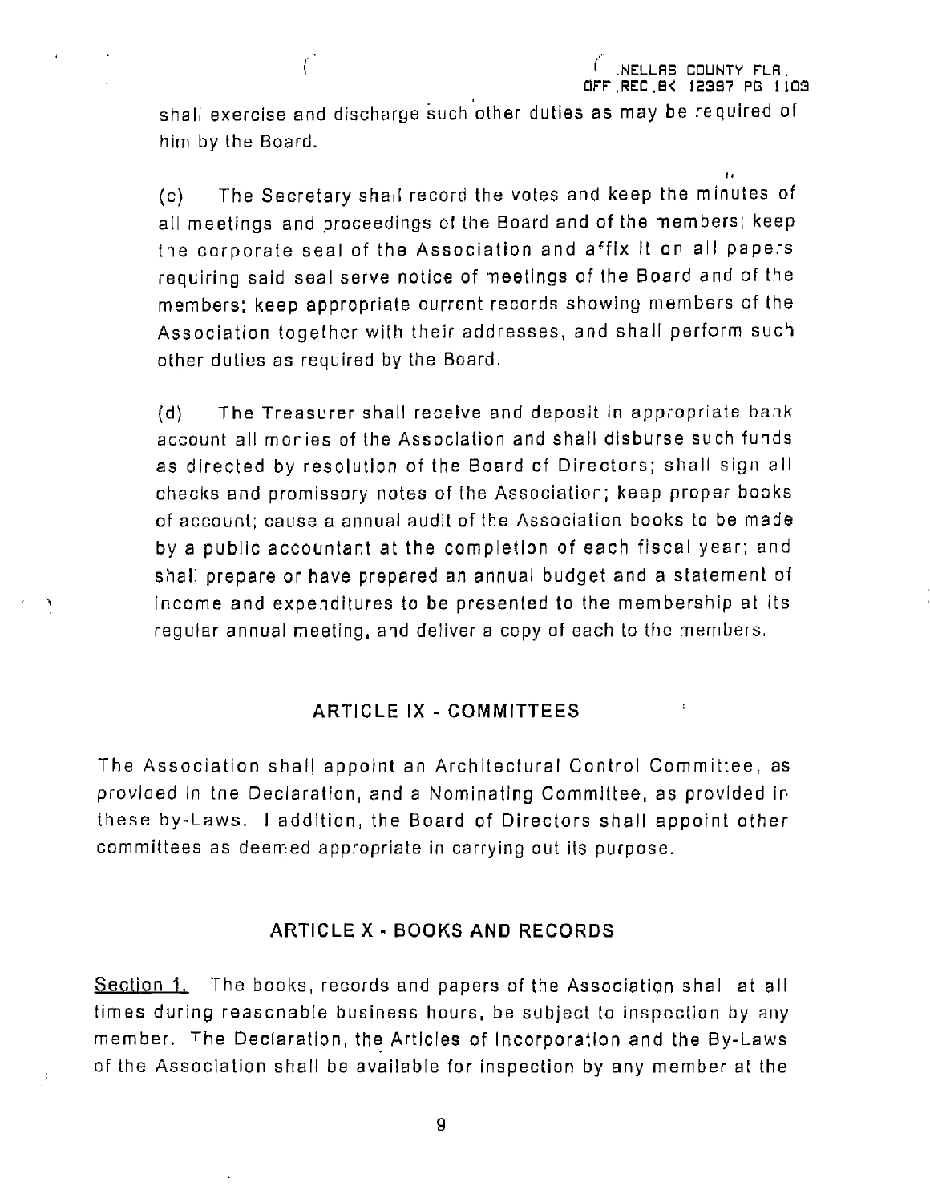shall exercise and discharge such other duties as may be required of him by the Board.

(c) The Secretary shall record the votes and keep the minutes of all meetings and proceedings of the Board and of the members; keep the corporate seal of the Association and affix it on all papers requiring said seal serve notice of meetings of the Board and of the members; keep appropriate current records showing members of the Association together with their addresses, and shall perform such other duties as required by the Board.

(d) The Treasurer shall receive and deposit in appropriate bank account all monies of the Association and shall disburse such funds as directed by resolution of the Board of Directors; shall sign all checks and promissory notes of the Association; keep proper books of account; cause a annual audit of the Association books to be made by a public accountant at the completion of each fiscal year; and shall prepare or have prepared an annual budget and a statement of income and expenditures to be presented to the membership at its regular annual meeting, and deliver a copy of each to the members.

## ARTICLE IX - COMMITTEES

The Association shall appoint an Architectural Control Committee, as provided in the Declaration, and a Nominating Committee, as provided in these by-Laws. I addition, the Board of Directors shall appoint other committees as deemed appropriate in carrying out its purpose.

## ARTICLE X - BOOKS AND RECORDS

Section 1. The books, records and papers of the Association shall at all times during reasonable business hours, be subject to inspection by any member. The Declaration, the Articles of Incorporation and the By-Laws of the Association shall be available for inspection by any member at the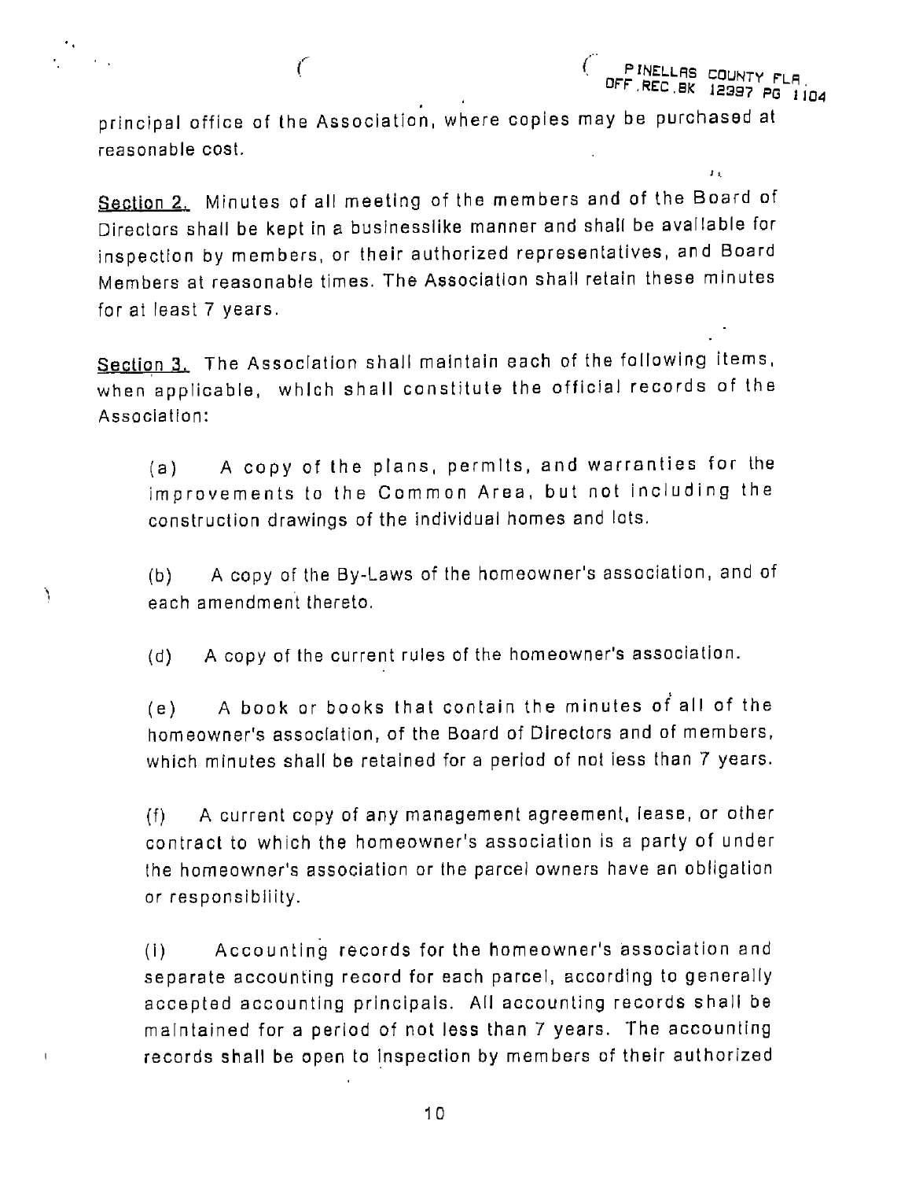principal office of the Association, where copies may be purchased at reasonable cost.

Section 2. Minutes of all meeting of the members and of the Board of Directors shall be kept in a businesslike manner and shall be available for inspection by members, or their authorized representatives, and Board Members at reasonable times. The Association shall retain these minutes for at least 7 years.

Section 3. The Association shall maintain each of the following items, when applicable, which shall constitute the official records of the Association:

(a) A copy of the plans, permits, and warranties for the improvements to the Common Area, but not including the construction drawings of the individual homes and lots.

(b) A copy of the By-Laws of the homeowner's association, and of each amendment thereto.

(d) A copy of the current rules of the homeowner's association.

(e) A book or books that contain the minutes of all of the homeowner's association, of the Board of Directors and of members, which minutes shall be retained for a period of not less than 7 years.

(f) A current copy of any management agreement, lease, or other contract to which the homeowner's association is a party of under the homeowner's association or the parcel owners have an obligation or responsibility.

(i) Accounting records for the homeowner's association and separate accounting record for each parcel, according to generally accepted accounting principals. All accounting records shall be maintained for a period of not less than 7 years. The accounting records shall be open to inspection by members of their authorized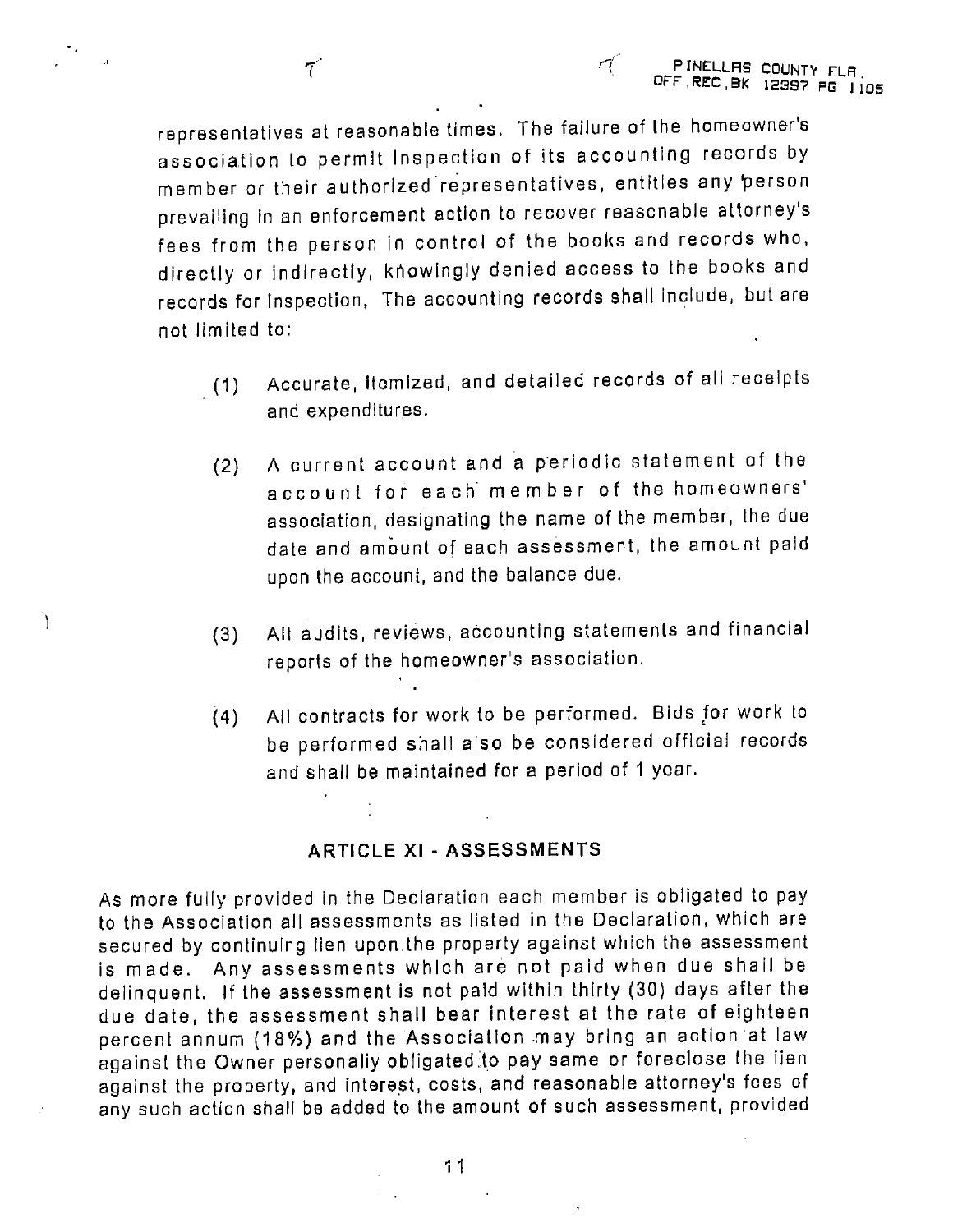representatives at reasonable times. The failure of the homeowner's association to permit inspection of its accounting records by member or their authorized representatives, entitles any person prevailing in an enforcement action to recover reasonable attorney's fees from the person in control of the books and records who, directly or indirectly, knowingly denied access to the books and records for inspection, The accounting records shall include, but are not limited to:

(1) Accurate, itemized, and detailed records of all receipts and expenditures.

(2) A current account and a periodic statement of the account for each member of the homeowners' association, designating the name of the member, the due date and amount of each assessment, the amount paid upon the account, and the balance due.

(3) All audits, reviews, accounting statements and financial reports of the homeowner's association.

(4) All contracts for work to be performed. Bids for work to be performed shall also be considered official records and shall be maintained for a period of 1 year.

## ARTICLE XI - ASSESSMENTS

As more fully provided in the Declaration each member is obligated to pay to the Association all assessments as listed in the Declaration, which are secured by continuing lien upon the property against which the assessment is made. Any assessments which are not paid when due shall be delinquent. If the assessment is not paid within thirty (30) days after the due date, the assessment shall bear interest at the rate of eighteen percent annum (18%) and the Association may bring an action at law against the Owner personally obligated to pay same or foreclose the lien against the property, and interest, costs, and reasonable attorney's fees of any such action shall be added to the amount of such assessment, provided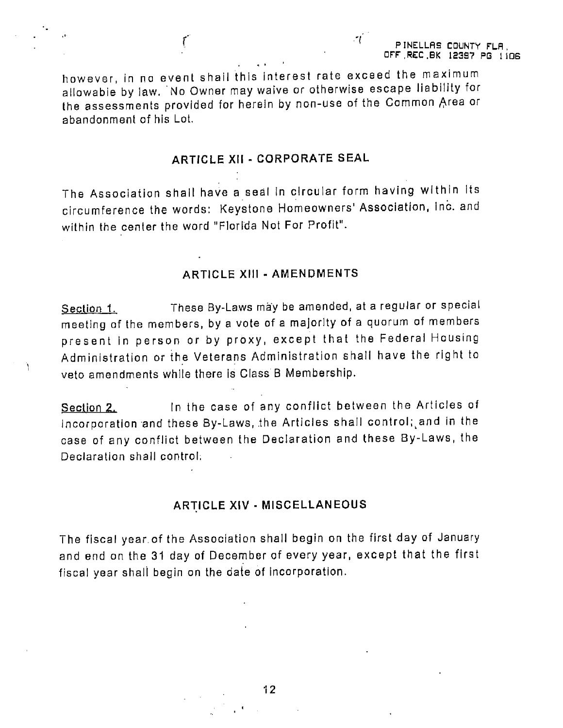however, in no event shall this interest rate exceed the maximum allowable by law. No Owner may waive or otherwise escape liability for the assessments provided for herein by non-use of the Common Area or abandonment of his Lot.

## ARTICLE XII - CORPORATE SEAL

The Association shall have a seal in circular form having within its circumference the words: Keystone Homeowners' Association, Inc. and within the center the word "Florida Not For Profit".

## ARTICLE XIII - AMENDMENTS

Section 1. These By-Laws may be amended, at a regular or special meeting of the members, by a vote of a majority of a quorum of members present in person or by proxy, except that the Federal Housing Administration or the Veterans Administration shall have the right to veto amendments while there is Class B Membership.

Section 2. In the case of any conflict between the Articles of Incorporation and these By-Laws, the Articles shall control; and in the case of any conflict between the Declaration and these By-Laws, the Declaration shall control.

## ARTICLE XIV - MISCELLANEOUS

The fiscal year of the Association shall begin on the first day of January and end on the 31 day of December of every year, except that the first fiscal year shall begin on the date of incorporation.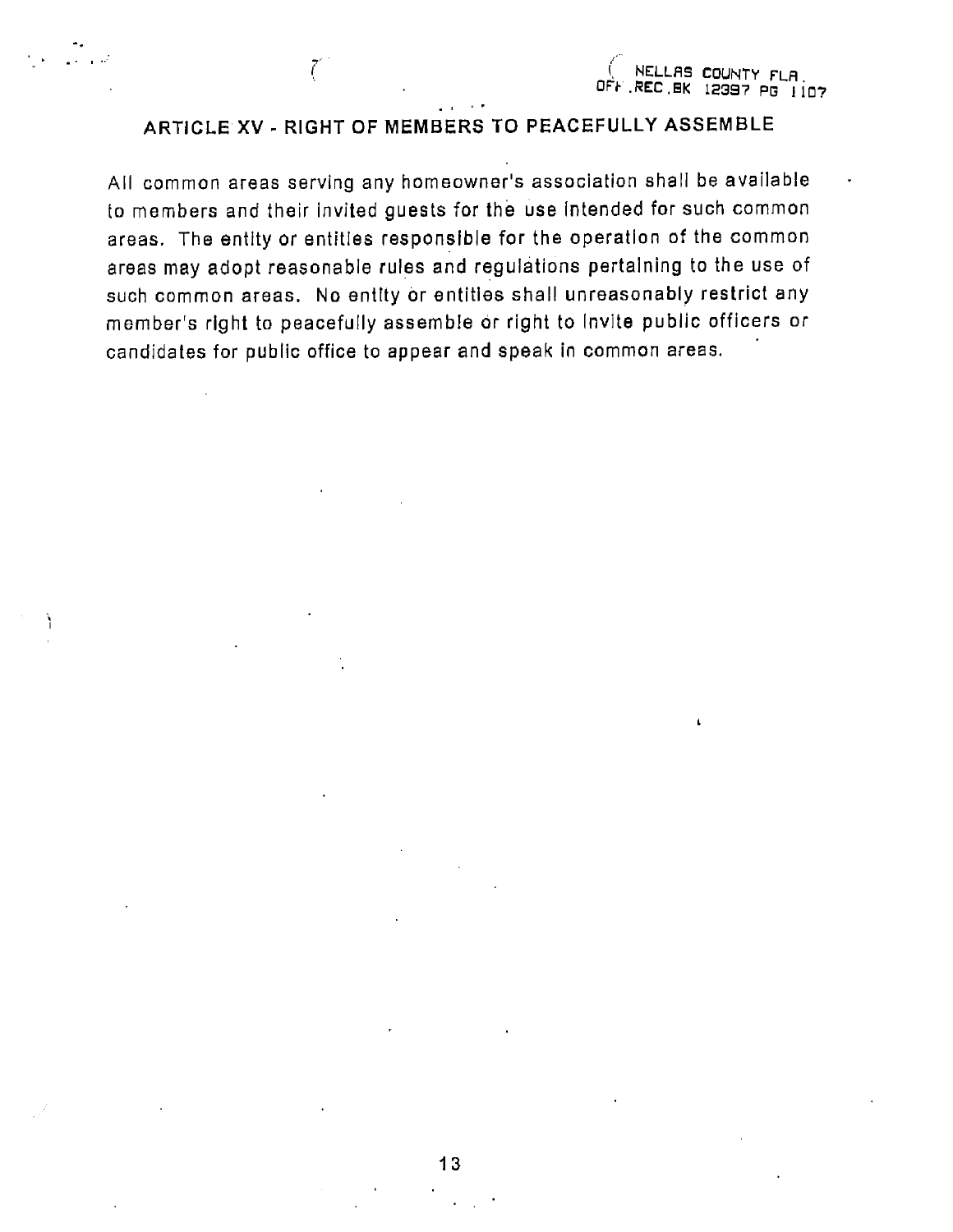## ARTICLE XV - RIGHT OF MEMBERS TO PEACEFULLY ASSEMBLE

All common areas serving any homeowner's association shall be available to members and their invited guests for the use intended for such common areas. The entity or entities responsible for the operation of the common areas may adopt reasonable rules and regulations pertaining to the use of such common areas. No entity or entities shall unreasonably restrict any member's right to peacefully assemble or right to invite public officers or candidates for public office to appear and speak in common areas.